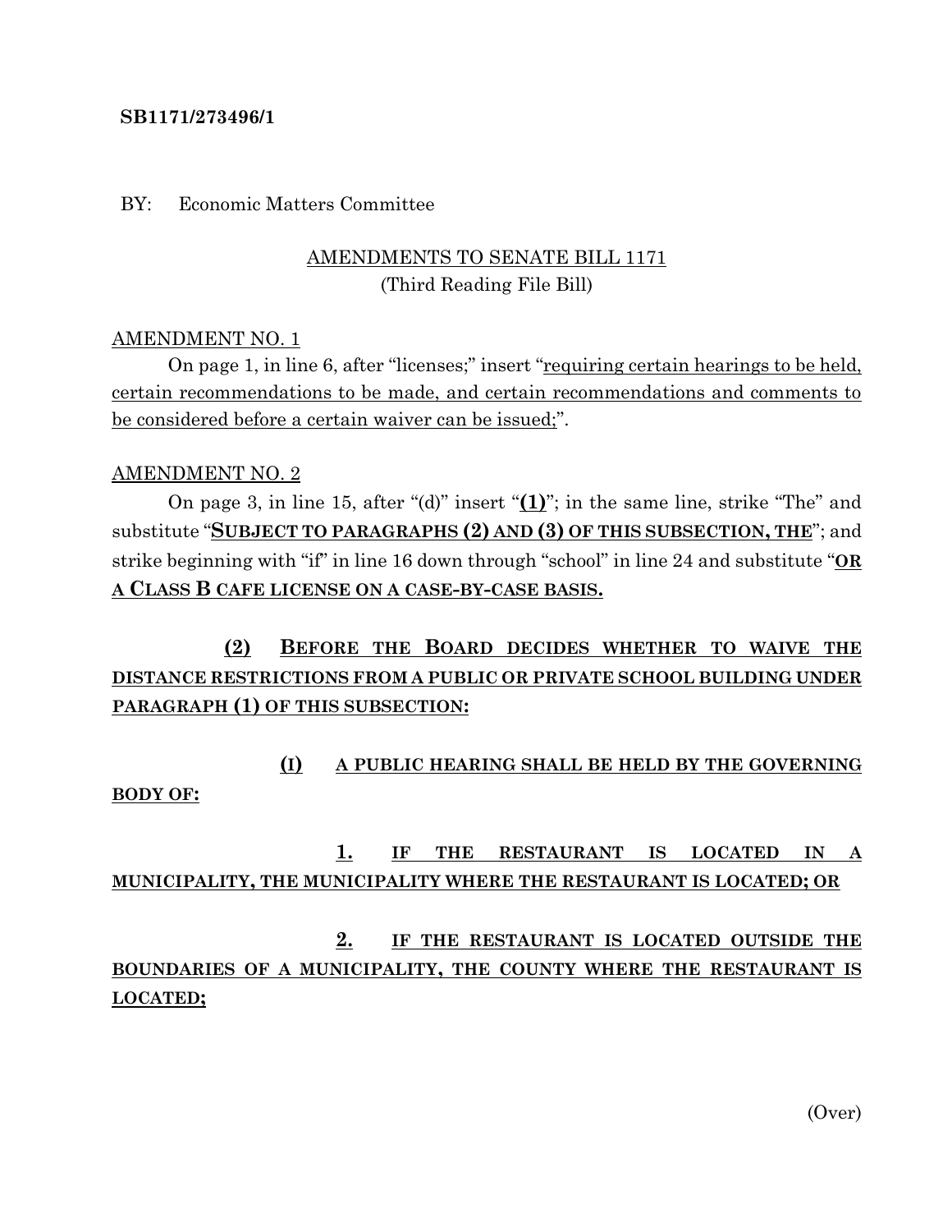**SB1171/273496/1**

BY: Economic Matters Committee

AMENDMENTS TO SENATE BILL 1171
(Third Reading File Bill)

AMENDMENT NO. 1

On page 1, in line 6, after "licenses;" insert "requiring certain hearings to be held, certain recommendations to be made, and certain recommendations and comments to be considered before a certain waiver can be issued;".

AMENDMENT NO. 2

On page 3, in line 15, after "(d)" insert "**(1)**"; in the same line, strike "The" and substitute "**SUBJECT TO PARAGRAPHS (2) AND (3) OF THIS SUBSECTION, THE**"; and strike beginning with "if" in line 16 down through "school" in line 24 and substitute "**OR A CLASS B CAFE LICENSE ON A CASE-BY-CASE BASIS.**

**(2) BEFORE THE BOARD DECIDES WHETHER TO WAIVE THE DISTANCE RESTRICTIONS FROM A PUBLIC OR PRIVATE SCHOOL BUILDING UNDER PARAGRAPH (1) OF THIS SUBSECTION:**

**(I) A PUBLIC HEARING SHALL BE HELD BY THE GOVERNING BODY OF:**

**1. IF THE RESTAURANT IS LOCATED IN A MUNICIPALITY, THE MUNICIPALITY WHERE THE RESTAURANT IS LOCATED; OR**

**2. IF THE RESTAURANT IS LOCATED OUTSIDE THE BOUNDARIES OF A MUNICIPALITY, THE COUNTY WHERE THE RESTAURANT IS LOCATED;**

(Over)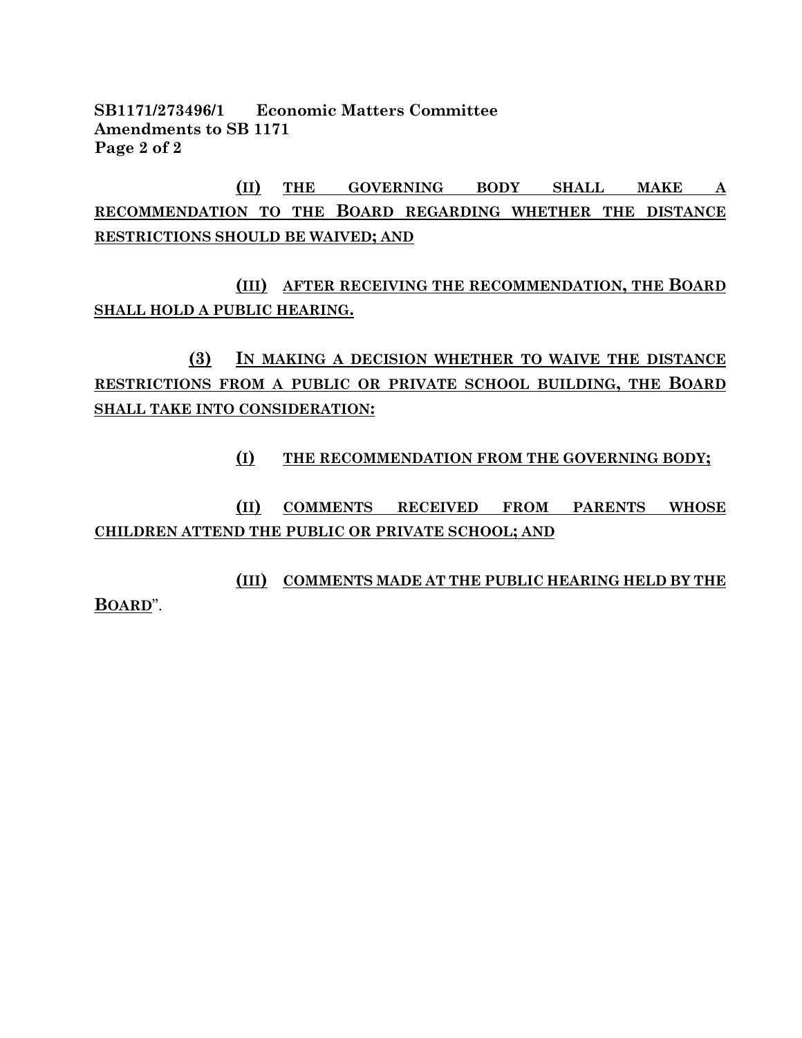**SB1171/273496/1 Economic Matters Committee**
**Amendments to SB 1171**

(II) THE GOVERNING BODY SHALL MAKE A RECOMMENDATION TO THE BOARD REGARDING WHETHER THE DISTANCE RESTRICTIONS SHOULD BE WAIVED; AND

(III) AFTER RECEIVING THE RECOMMENDATION, THE BOARD SHALL HOLD A PUBLIC HEARING.

(3) IN MAKING A DECISION WHETHER TO WAIVE THE DISTANCE RESTRICTIONS FROM A PUBLIC OR PRIVATE SCHOOL BUILDING, THE BOARD SHALL TAKE INTO CONSIDERATION:

(I) THE RECOMMENDATION FROM THE GOVERNING BODY;

(II) COMMENTS RECEIVED FROM PARENTS WHOSE CHILDREN ATTEND THE PUBLIC OR PRIVATE SCHOOL; AND

(III) COMMENTS MADE AT THE PUBLIC HEARING HELD BY THE BOARD".